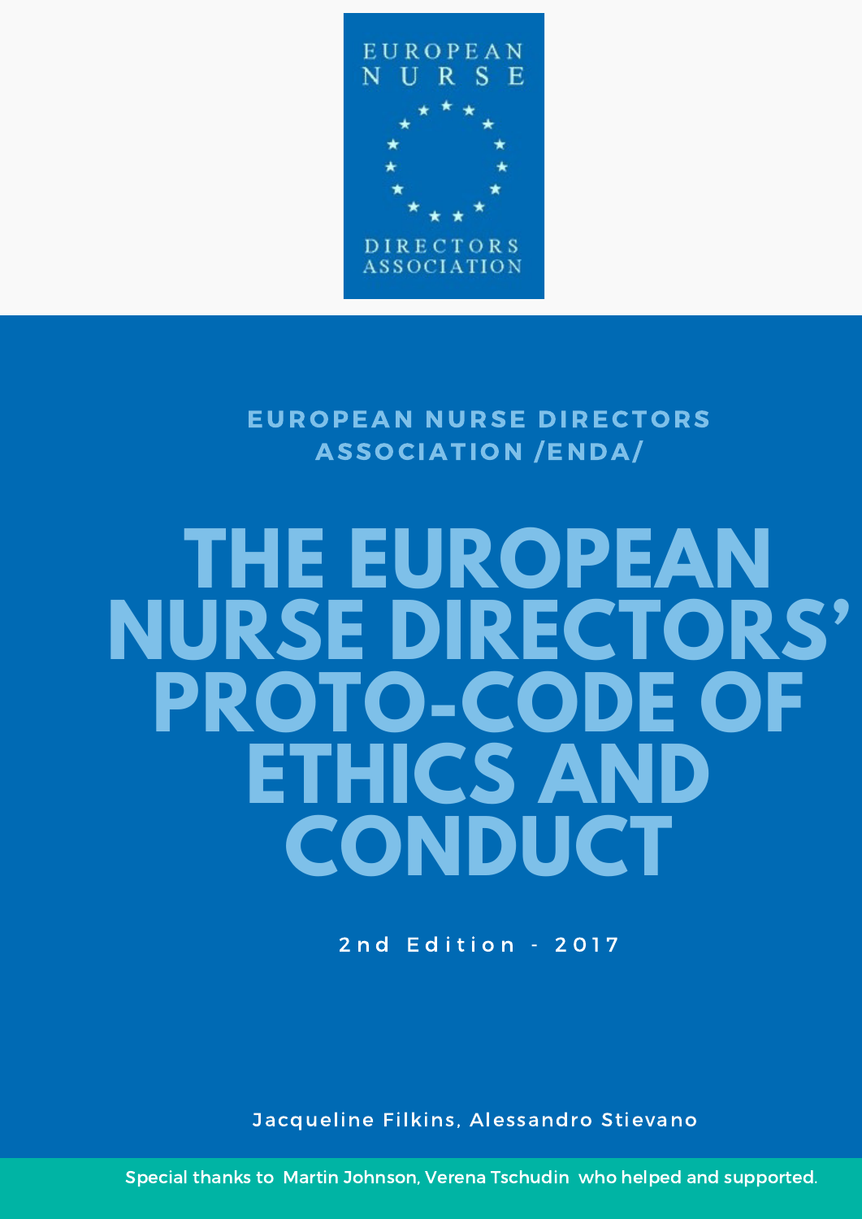EUROPEAN NURSE DIRECTORS ASSOCIATION

**EUROPEAN NURSE DIRECTORS ASSOCIATION /ENDA/**

# THE EUROPEAN NURSE DIRECTORS' PROTO-CODE OF ETHICS AND CONDUCT

2nd Edition - 2017

Jacqueline Filkins, Alessandro Stievano

Special thanks to Martin Johnson, Verena Tschudin who helped and supported.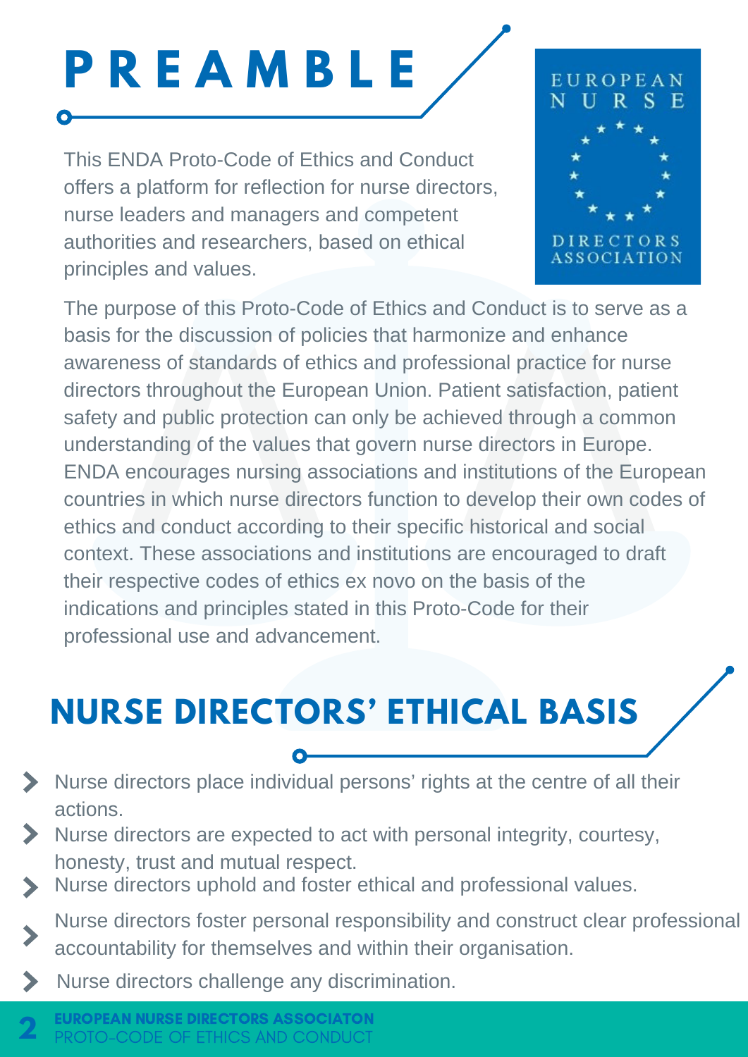# PREAMBLE

This ENDA Proto-Code of Ethics and Conduct offers a platform for reflection for nurse directors, nurse leaders and managers and competent authorities and researchers, based on ethical principles and values.

The purpose of this Proto-Code of Ethics and Conduct is to serve as a basis for the discussion of policies that harmonize and enhance awareness of standards of ethics and professional practice for nurse directors throughout the European Union. Patient satisfaction, patient safety and public protection can only be achieved through a common understanding of the values that govern nurse directors in Europe. ENDA encourages nursing associations and institutions of the European countries in which nurse directors function to develop their own codes of ethics and conduct according to their specific historical and social context. These associations and institutions are encouraged to draft their respective codes of ethics ex novo on the basis of the indications and principles stated in this Proto-Code for their professional use and advancement.

# NURSE DIRECTORS' ETHICAL BASIS

- Nurse directors place individual persons' rights at the centre of all their actions.
- Nurse directors are expected to act with personal integrity, courtesy, honesty, trust and mutual respect.
- Nurse directors uphold and foster ethical and professional values.
- Nurse directors foster personal responsibility and construct clear professional accountability for themselves and within their organisation.
- Nurse directors challenge any discrimination.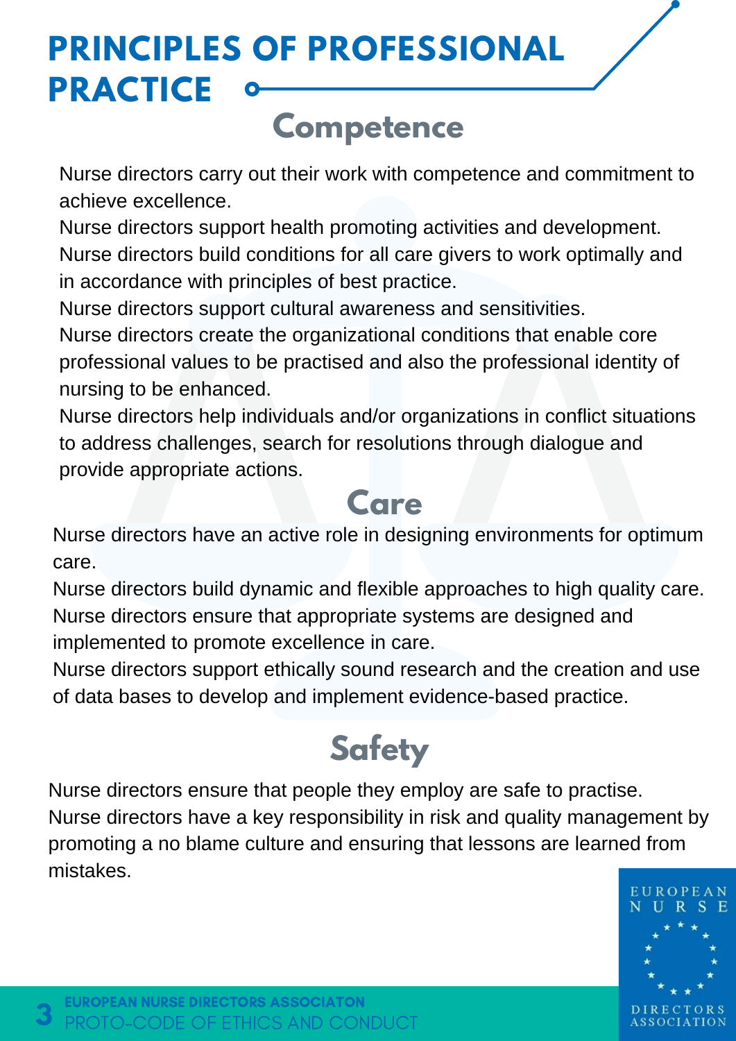# PRINCIPLES OF PROFESSIONAL PRACTICE

## Competence

Nurse directors carry out their work with competence and commitment to achieve excellence.

Nurse directors support health promoting activities and development.

Nurse directors build conditions for all care givers to work optimally and in accordance with principles of best practice.

Nurse directors support cultural awareness and sensitivities.

Nurse directors create the organizational conditions that enable core professional values to be practised and also the professional identity of nursing to be enhanced.

Nurse directors help individuals and/or organizations in conflict situations to address challenges, search for resolutions through dialogue and provide appropriate actions.

## Care

Nurse directors have an active role in designing environments for optimum care.

Nurse directors build dynamic and flexible approaches to high quality care.

Nurse directors ensure that appropriate systems are designed and implemented to promote excellence in care.

Nurse directors support ethically sound research and the creation and use of data bases to develop and implement evidence-based practice.

## Safety

Nurse directors ensure that people they employ are safe to practise.

Nurse directors have a key responsibility in risk and quality management by promoting a no blame culture and ensuring that lessons are learned from mistakes.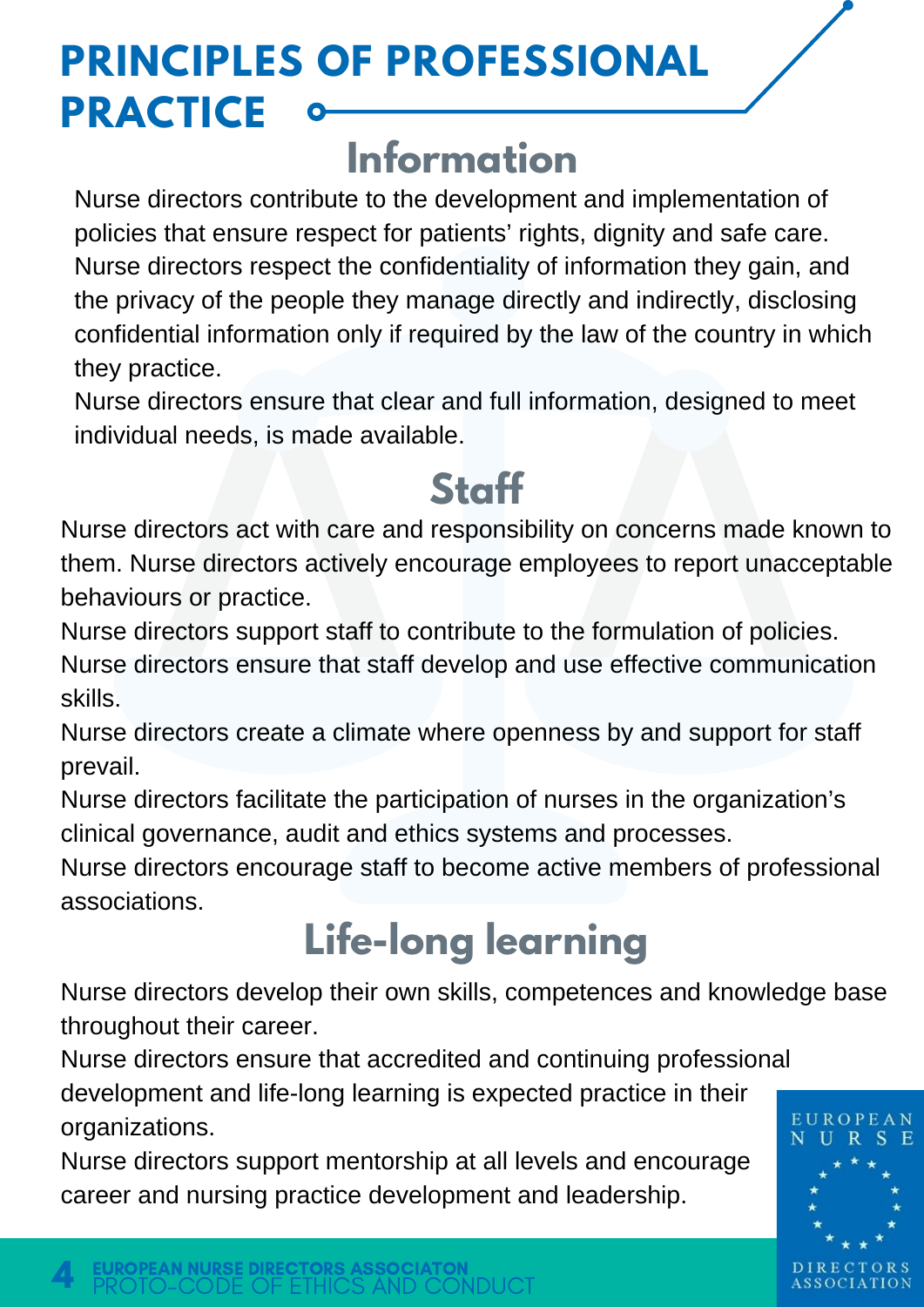# PRINCIPLES OF PROFESSIONAL PRACTICE

## Information

Nurse directors contribute to the development and implementation of policies that ensure respect for patients' rights, dignity and safe care.

Nurse directors respect the confidentiality of information they gain, and the privacy of the people they manage directly and indirectly, disclosing confidential information only if required by the law of the country in which they practice.

Nurse directors ensure that clear and full information, designed to meet individual needs, is made available.

## Staff

Nurse directors act with care and responsibility on concerns made known to them. Nurse directors actively encourage employees to report unacceptable behaviours or practice.

Nurse directors support staff to contribute to the formulation of policies.

Nurse directors ensure that staff develop and use effective communication skills.

Nurse directors create a climate where openness by and support for staff prevail.

Nurse directors facilitate the participation of nurses in the organization's clinical governance, audit and ethics systems and processes.

Nurse directors encourage staff to become active members of professional associations.

## Life-long learning

Nurse directors develop their own skills, competences and knowledge base throughout their career.

Nurse directors ensure that accredited and continuing professional development and life-long learning is expected practice in their organizations.

Nurse directors support mentorship at all levels and encourage career and nursing practice development and leadership.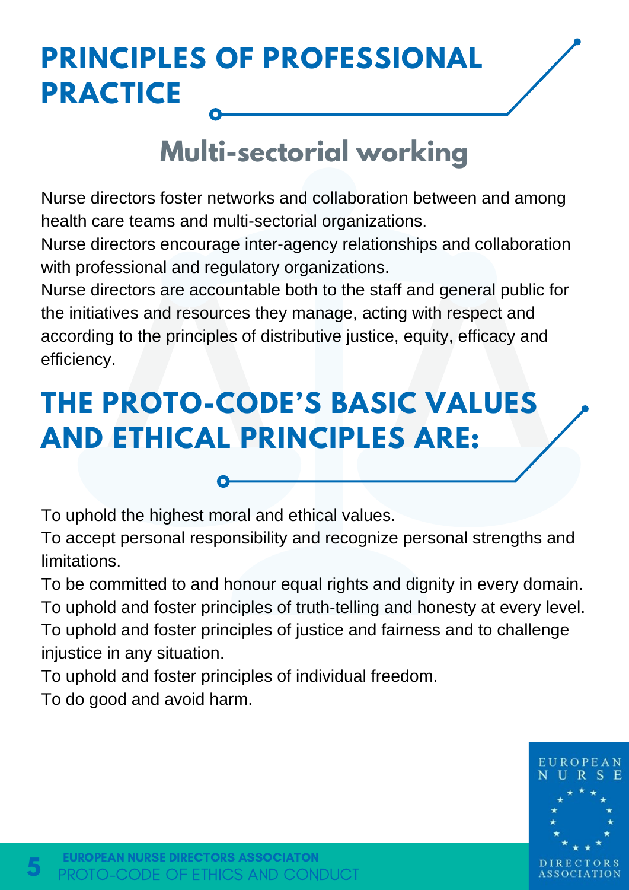# PRINCIPLES OF PROFESSIONAL PRACTICE

## Multi-sectorial working

Nurse directors foster networks and collaboration between and among health care teams and multi-sectorial organizations.

Nurse directors encourage inter-agency relationships and collaboration with professional and regulatory organizations.

Nurse directors are accountable both to the staff and general public for the initiatives and resources they manage, acting with respect and according to the principles of distributive justice, equity, efficacy and efficiency.

# THE PROTO-CODE'S BASIC VALUES AND ETHICAL PRINCIPLES ARE:

To uphold the highest moral and ethical values.

To accept personal responsibility and recognize personal strengths and limitations.

To be committed to and honour equal rights and dignity in every domain.

To uphold and foster principles of truth-telling and honesty at every level.

To uphold and foster principles of justice and fairness and to challenge injustice in any situation.

To uphold and foster principles of individual freedom.

To do good and avoid harm.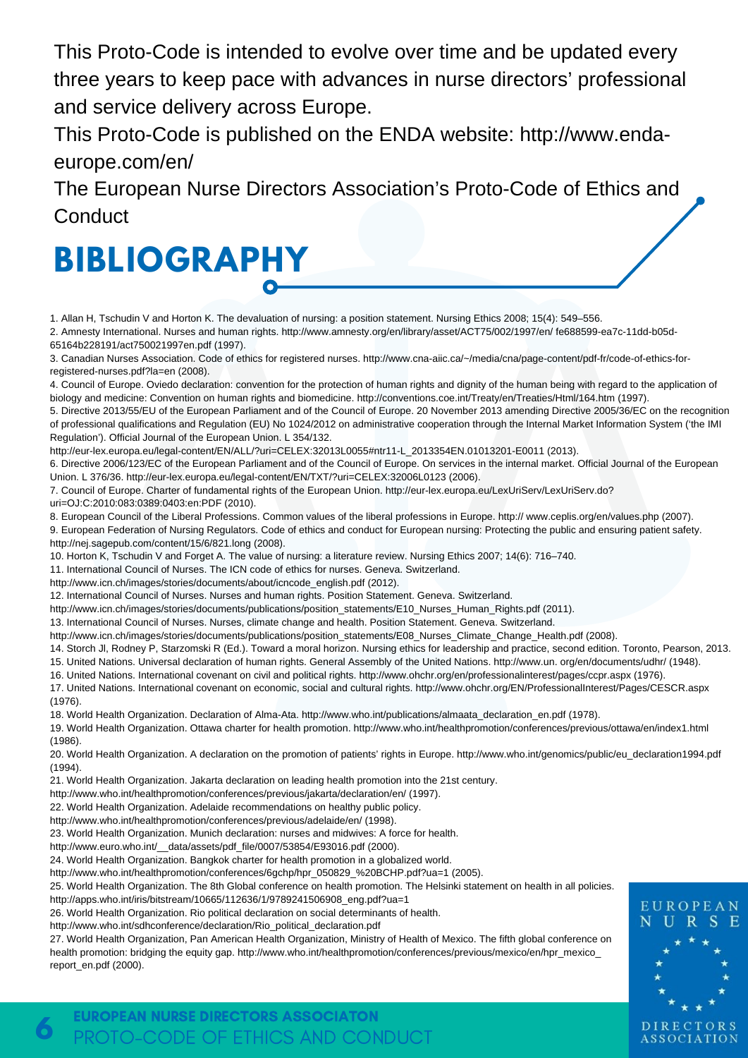This Proto-Code is intended to evolve over time and be updated every three years to keep pace with advances in nurse directors' professional and service delivery across Europe.

This Proto-Code is published on the ENDA website: http://www.enda-europe.com/en/

The European Nurse Directors Association's Proto-Code of Ethics and Conduct

# BIBLIOGRAPHY

1. Allan H, Tschudin V and Horton K. The devaluation of nursing: a position statement. Nursing Ethics 2008; 15(4): 549–556.
2. Amnesty International. Nurses and human rights. http://www.amnesty.org/en/library/asset/ACT75/002/1997/en/ fe688599-ea7c-11dd-b05d-65164b228191/act750021997en.pdf (1997).
3. Canadian Nurses Association. Code of ethics for registered nurses. http://www.cna-aiic.ca/~/media/cna/page-content/pdf-fr/code-of-ethics-for-registered-nurses.pdf?la=en (2008).
4. Council of Europe. Oviedo declaration: convention for the protection of human rights and dignity of the human being with regard to the application of biology and medicine: Convention on human rights and biomedicine. http://conventions.coe.int/Treaty/en/Treaties/Html/164.htm (1997).
5. Directive 2013/55/EU of the European Parliament and of the Council of Europe. 20 November 2013 amending Directive 2005/36/EC on the recognition of professional qualifications and Regulation (EU) No 1024/2012 on administrative cooperation through the Internal Market Information System ('the IMI Regulation'). Official Journal of the European Union. L 354/132. http://eur-lex.europa.eu/legal-content/EN/ALL/?uri=CELEX:32013L0055#ntr11-L_2013354EN.01013201-E0011 (2013).
6. Directive 2006/123/EC of the European Parliament and of the Council of Europe. On services in the internal market. Official Journal of the European Union. L 376/36. http://eur-lex.europa.eu/legal-content/EN/TXT/?uri=CELEX:32006L0123 (2006).
7. Council of Europe. Charter of fundamental rights of the European Union. http://eur-lex.europa.eu/LexUriServ/LexUriServ.do?uri=OJ:C:2010:083:0389:0403:en:PDF (2010).
8. European Council of the Liberal Professions. Common values of the liberal professions in Europe. http:// www.ceplis.org/en/values.php (2007).
9. European Federation of Nursing Regulators. Code of ethics and conduct for European nursing: Protecting the public and ensuring patient safety. http://nej.sagepub.com/content/15/6/821.long (2008).
10. Horton K, Tschudin V and Forget A. The value of nursing: a literature review. Nursing Ethics 2007; 14(6): 716–740.
11. International Council of Nurses. The ICN code of ethics for nurses. Geneva. Switzerland. http://www.icn.ch/images/stories/documents/about/icncode_english.pdf (2012).
12. International Council of Nurses. Nurses and human rights. Position Statement. Geneva. Switzerland. http://www.icn.ch/images/stories/documents/publications/position_statements/E10_Nurses_Human_Rights.pdf (2011).
13. International Council of Nurses. Nurses, climate change and health. Position Statement. Geneva. Switzerland. http://www.icn.ch/images/stories/documents/publications/position_statements/E08_Nurses_Climate_Change_Health.pdf (2008).
14. Storch Jl, Rodney P, Starzomski R (Ed.). Toward a moral horizon. Nursing ethics for leadership and practice, second edition. Toronto, Pearson, 2013.
15. United Nations. Universal declaration of human rights. General Assembly of the United Nations. http://www.un. org/en/documents/udhr/ (1948).
16. United Nations. International covenant on civil and political rights. http://www.ohchr.org/en/professionalinterest/pages/ccpr.aspx (1976).
17. United Nations. International covenant on economic, social and cultural rights. http://www.ohchr.org/EN/ProfessionalInterest/Pages/CESCR.aspx (1976).
18. World Health Organization. Declaration of Alma-Ata. http://www.who.int/publications/almaata_declaration_en.pdf (1978).
19. World Health Organization. Ottawa charter for health promotion. http://www.who.int/healthpromotion/conferences/previous/ottawa/en/index1.html (1986).
20. World Health Organization. A declaration on the promotion of patients' rights in Europe. http://www.who.int/genomics/public/eu_declaration1994.pdf (1994).
21. World Health Organization. Jakarta declaration on leading health promotion into the 21st century. http://www.who.int/healthpromotion/conferences/previous/jakarta/declaration/en/ (1997).
22. World Health Organization. Adelaide recommendations on healthy public policy. http://www.who.int/healthpromotion/conferences/previous/adelaide/en/ (1998).
23. World Health Organization. Munich declaration: nurses and midwives: A force for health. http://www.euro.who.int/__data/assets/pdf_file/0007/53854/E93016.pdf (2000).
24. World Health Organization. Bangkok charter for health promotion in a globalized world. http://www.who.int/healthpromotion/conferences/6gchp/hpr_050829_%20BCHP.pdf?ua=1 (2005).
25. World Health Organization. The 8th Global conference on health promotion. The Helsinki statement on health in all policies. http://apps.who.int/iris/bitstream/10665/112636/1/9789241506908_eng.pdf?ua=1
26. World Health Organization. Rio political declaration on social determinants of health. http://www.who.int/sdhconference/declaration/Rio_political_declaration.pdf
27. World Health Organization, Pan American Health Organization, Ministry of Health of Mexico. The fifth global conference on health promotion: bridging the equity gap. http://www.who.int/healthpromotion/conferences/previous/mexico/en/hpr_mexico_report_en.pdf (2000).